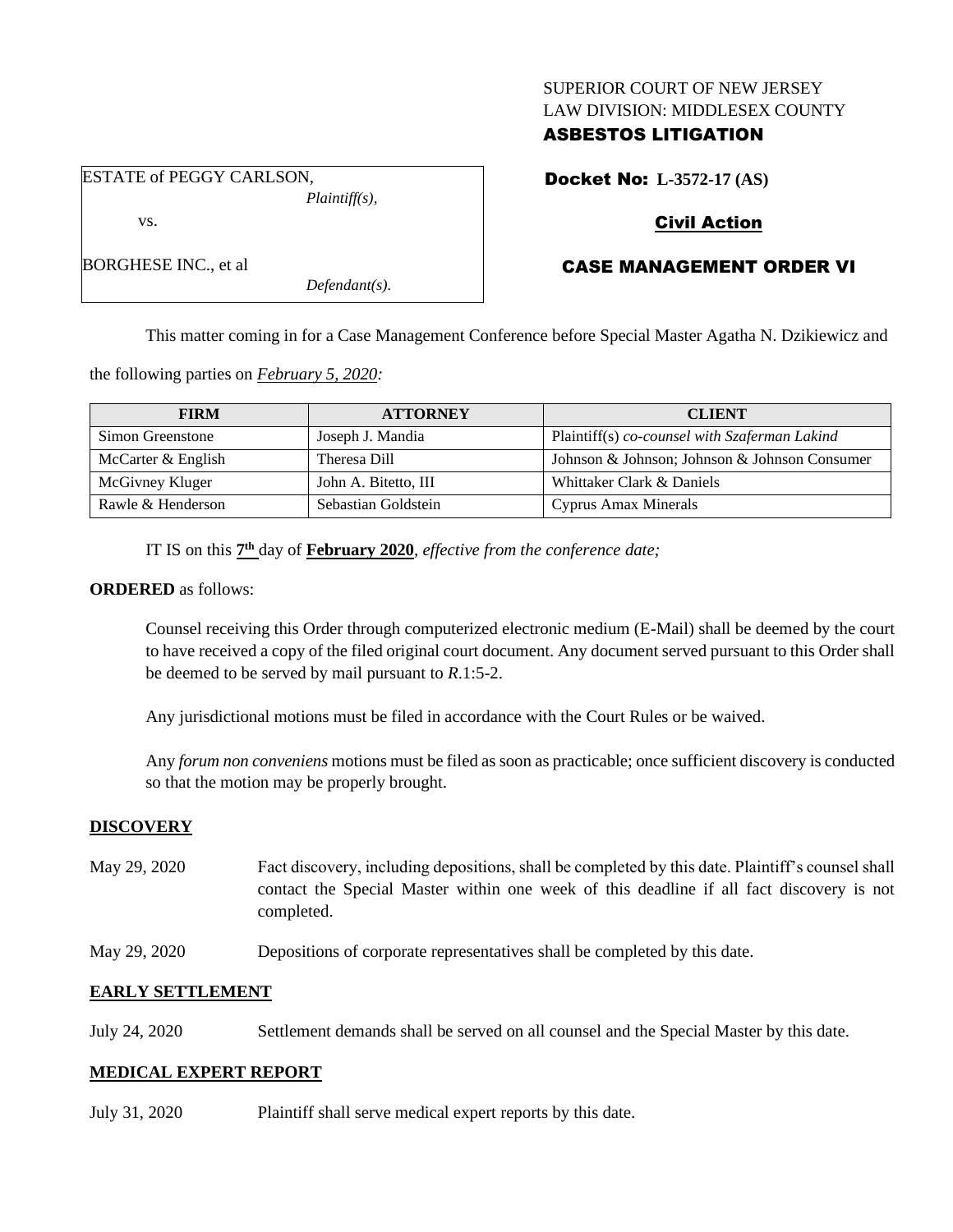SUPERIOR COURT OF NEW JERSEY
LAW DIVISION: MIDDLESEX COUNTY
**ASBESTOS LITIGATION**

ESTATE of PEGGY CARLSON,
*Plaintiff(s),*

vs.

BORGHESE INC., et al
*Defendant(s).*

**Docket No: L-3572-17 (AS)**

**Civil Action**

**CASE MANAGEMENT ORDER VI**

This matter coming in for a Case Management Conference before Special Master Agatha N. Dzikiewicz and the following parties on *February 5, 2020:*

| FIRM | ATTORNEY | CLIENT |
|---|---|---|
| Simon Greenstone | Joseph J. Mandia | Plaintiff(s) *co-counsel with Szaferman Lakind* |
| McCarter & English | Theresa Dill | Johnson & Johnson; Johnson & Johnson Consumer |
| McGivney Kluger | John A. Bitetto, III | Whittaker Clark & Daniels |
| Rawle & Henderson | Sebastian Goldstein | Cyprus Amax Minerals |

IT IS on this **7th** day of **February 2020**, *effective from the conference date;*

**ORDERED** as follows:

Counsel receiving this Order through computerized electronic medium (E-Mail) shall be deemed by the court to have received a copy of the filed original court document. Any document served pursuant to this Order shall be deemed to be served by mail pursuant to *R*.1:5-2.

Any jurisdictional motions must be filed in accordance with the Court Rules or be waived.

Any *forum non conveniens* motions must be filed as soon as practicable; once sufficient discovery is conducted so that the motion may be properly brought.

**DISCOVERY**

May 29, 2020 Fact discovery, including depositions, shall be completed by this date. Plaintiff's counsel shall contact the Special Master within one week of this deadline if all fact discovery is not completed.

May 29, 2020 Depositions of corporate representatives shall be completed by this date.

**EARLY SETTLEMENT**

July 24, 2020 Settlement demands shall be served on all counsel and the Special Master by this date.

**MEDICAL EXPERT REPORT**

July 31, 2020 Plaintiff shall serve medical expert reports by this date.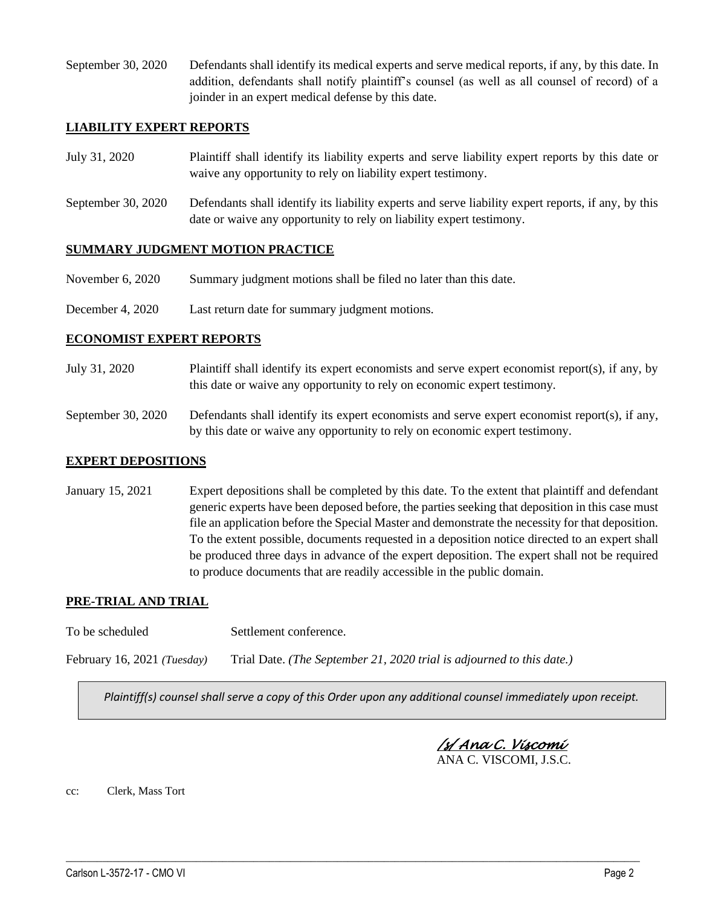| | |
|---|---|
| September 30, 2020 | Defendants shall identify its medical experts and serve medical reports, if any, by this date. In addition, defendants shall notify plaintiff's counsel (as well as all counsel of record) of a joinder in an expert medical defense by this date. |

## LIABILITY EXPERT REPORTS

| | |
|---|---|
| July 31, 2020 | Plaintiff shall identify its liability experts and serve liability expert reports by this date or waive any opportunity to rely on liability expert testimony. |
| September 30, 2020 | Defendants shall identify its liability experts and serve liability expert reports, if any, by this date or waive any opportunity to rely on liability expert testimony. |

## SUMMARY JUDGMENT MOTION PRACTICE

| | |
|---|---|
| November 6, 2020 | Summary judgment motions shall be filed no later than this date. |
| December 4, 2020 | Last return date for summary judgment motions. |

## ECONOMIST EXPERT REPORTS

| | |
|---|---|
| July 31, 2020 | Plaintiff shall identify its expert economists and serve expert economist report(s), if any, by this date or waive any opportunity to rely on economic expert testimony. |
| September 30, 2020 | Defendants shall identify its expert economists and serve expert economist report(s), if any, by this date or waive any opportunity to rely on economic expert testimony. |

## EXPERT DEPOSITIONS

| | |
|---|---|
| January 15, 2021 | Expert depositions shall be completed by this date. To the extent that plaintiff and defendant generic experts have been deposed before, the parties seeking that deposition in this case must file an application before the Special Master and demonstrate the necessity for that deposition. To the extent possible, documents requested in a deposition notice directed to an expert shall be produced three days in advance of the expert deposition. The expert shall not be required to produce documents that are readily accessible in the public domain. |

## PRE-TRIAL AND TRIAL

| | |
|---|---|
| To be scheduled | Settlement conference. |
| February 16, 2021 *(Tuesday)* | Trial Date. *(The September 21, 2020 trial is adjourned to this date.)* |

*Plaintiff(s) counsel shall serve a copy of this Order upon any additional counsel immediately upon receipt.*

/s/ Ana C. Viscomi
ANA C. VISCOMI, J.S.C.

cc: Clerk, Mass Tort